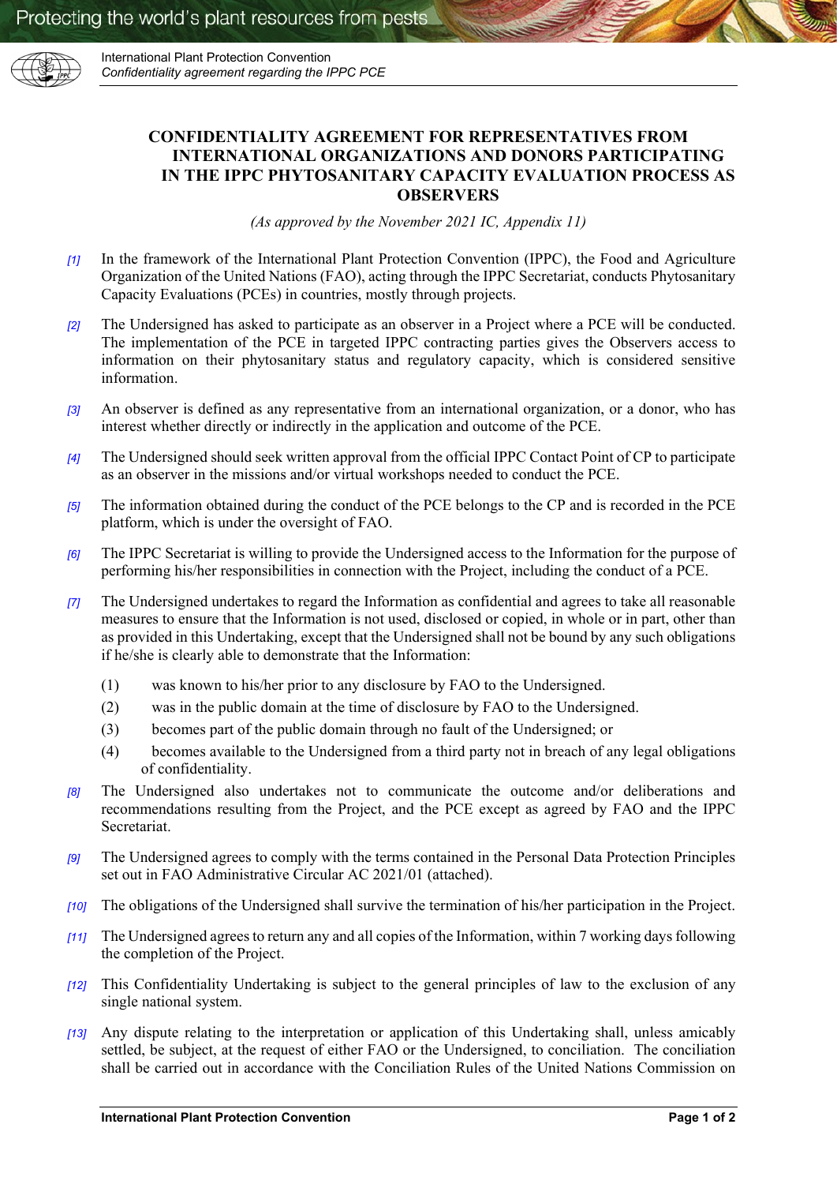# CONFIDENTIALITY AGREEMENT FOR REPRESENTATIVES FROM INTERNATIONAL ORGANIZATIONS AND DONORS PARTICIPATING IN THE IPPC PHYTOSANITARY CAPACITY EVALUATION PROCESS AS OBSERVERS

*(As approved by the November 2021 IC, Appendix 11)*

*[1]* In the framework of the International Plant Protection Convention (IPPC), the Food and Agriculture Organization of the United Nations (FAO), acting through the IPPC Secretariat, conducts Phytosanitary Capacity Evaluations (PCEs) in countries, mostly through projects.

*[2]* The Undersigned has asked to participate as an observer in a Project where a PCE will be conducted. The implementation of the PCE in targeted IPPC contracting parties gives the Observers access to information on their phytosanitary status and regulatory capacity, which is considered sensitive information.

*[3]* An observer is defined as any representative from an international organization, or a donor, who has interest whether directly or indirectly in the application and outcome of the PCE.

*[4]* The Undersigned should seek written approval from the official IPPC Contact Point of CP to participate as an observer in the missions and/or virtual workshops needed to conduct the PCE.

*[5]* The information obtained during the conduct of the PCE belongs to the CP and is recorded in the PCE platform, which is under the oversight of FAO.

*[6]* The IPPC Secretariat is willing to provide the Undersigned access to the Information for the purpose of performing his/her responsibilities in connection with the Project, including the conduct of a PCE.

*[7]* The Undersigned undertakes to regard the Information as confidential and agrees to take all reasonable measures to ensure that the Information is not used, disclosed or copied, in whole or in part, other than as provided in this Undertaking, except that the Undersigned shall not be bound by any such obligations if he/she is clearly able to demonstrate that the Information:

(1) was known to his/her prior to any disclosure by FAO to the Undersigned.

(2) was in the public domain at the time of disclosure by FAO to the Undersigned.

(3) becomes part of the public domain through no fault of the Undersigned; or

(4) becomes available to the Undersigned from a third party not in breach of any legal obligations of confidentiality.

*[8]* The Undersigned also undertakes not to communicate the outcome and/or deliberations and recommendations resulting from the Project, and the PCE except as agreed by FAO and the IPPC Secretariat.

*[9]* The Undersigned agrees to comply with the terms contained in the Personal Data Protection Principles set out in FAO Administrative Circular AC 2021/01 (attached).

*[10]* The obligations of the Undersigned shall survive the termination of his/her participation in the Project.

*[11]* The Undersigned agrees to return any and all copies of the Information, within 7 working days following the completion of the Project.

*[12]* This Confidentiality Undertaking is subject to the general principles of law to the exclusion of any single national system.

*[13]* Any dispute relating to the interpretation or application of this Undertaking shall, unless amicably settled, be subject, at the request of either FAO or the Undersigned, to conciliation. The conciliation shall be carried out in accordance with the Conciliation Rules of the United Nations Commission on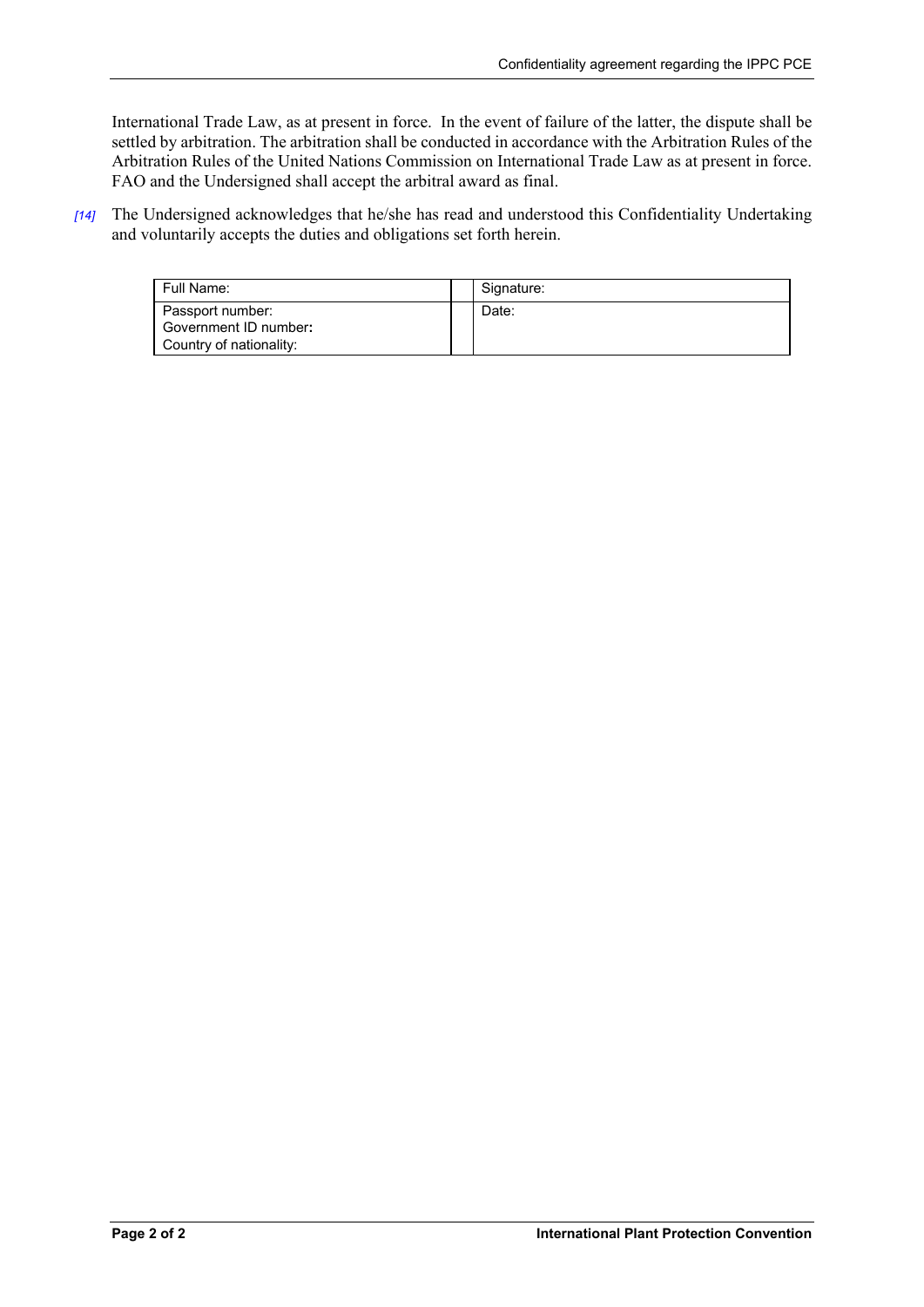International Trade Law, as at present in force. In the event of failure of the latter, the dispute shall be settled by arbitration. The arbitration shall be conducted in accordance with the Arbitration Rules of the Arbitration Rules of the United Nations Commission on International Trade Law as at present in force. FAO and the Undersigned shall accept the arbitral award as final.

*[14]* The Undersigned acknowledges that he/she has read and understood this Confidentiality Undertaking and voluntarily accepts the duties and obligations set forth herein.

| | | |
|---|---|---|
| Full Name: | | Signature: |
| Passport number:<br>Government ID number:<br>Country of nationality: | | Date: |